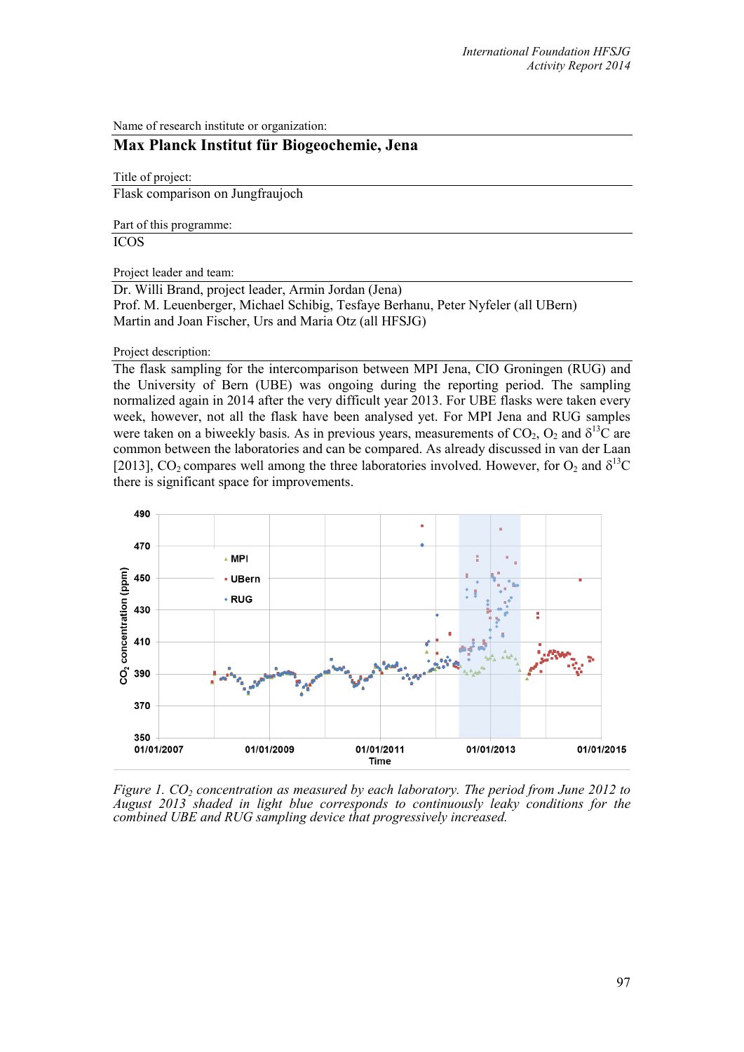Name of research institute or organization:

## Max Planck Institut für Biogeochemie, Jena

Title of project:

Flask comparison on Jungfraujoch

Part of this programme:

ICOS

Project leader and team:

Dr. Willi Brand, project leader, Armin Jordan (Jena)
Prof. M. Leuenberger, Michael Schibig, Tesfaye Berhanu, Peter Nyfeler (all UBern)
Martin and Joan Fischer, Urs and Maria Otz (all HFSJG)

Project description:

The flask sampling for the intercomparison between MPI Jena, CIO Groningen (RUG) and the University of Bern (UBE) was ongoing during the reporting period. The sampling normalized again in 2014 after the very difficult year 2013. For UBE flasks were taken every week, however, not all the flask have been analysed yet. For MPI Jena and RUG samples were taken on a biweekly basis. As in previous years, measurements of $CO_2$, $O_2$ and $\delta^{13}C$ are common between the laboratories and can be compared. As already discussed in van der Laan [2013], $CO_2$ compares well among the three laboratories involved. However, for $O_2$ and $\delta^{13}C$ there is significant space for improvements.

*Figure 1. $CO_2$ concentration as measured by each laboratory. The period from June 2012 to August 2013 shaded in light blue corresponds to continuously leaky conditions for the combined UBE and RUG sampling device that progressively increased.*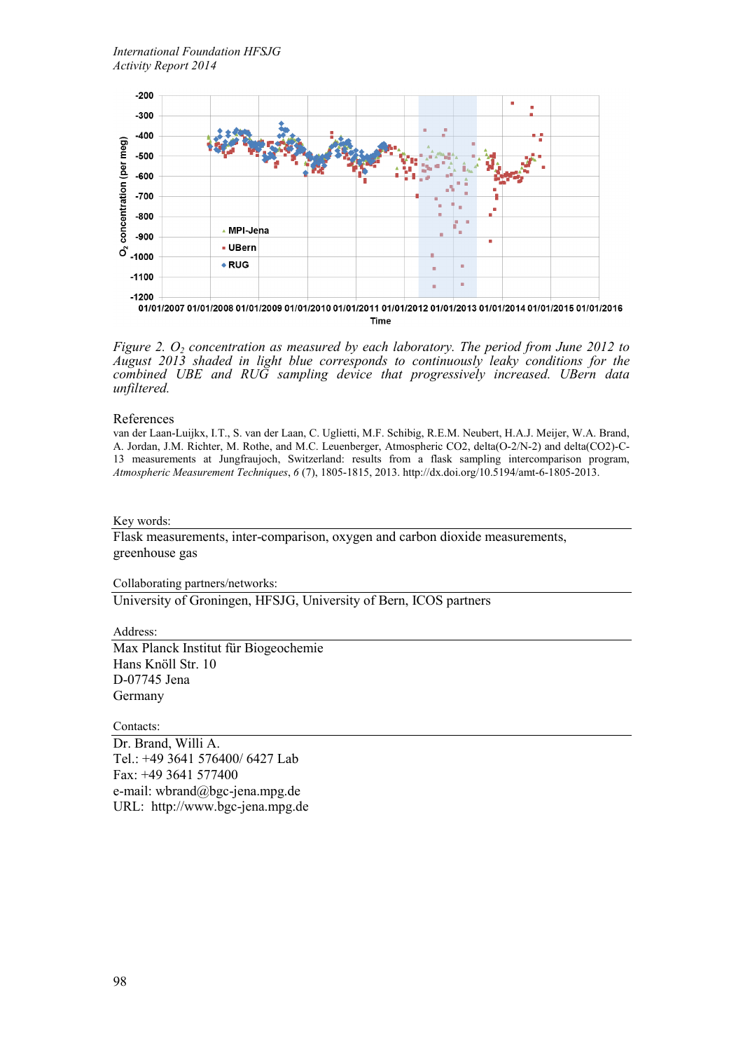-200
-300
-400
-500
-600
-700
-800
-900
-1000
-1100
-1200

$O_2$ concentration (per meg)

MPI-Jena
UBern
RUG

01/01/2007 01/01/2008 01/01/2009 01/01/2010 01/01/2011 01/01/2012 01/01/2013 01/01/2014 01/01/2015 01/01/2016

Time

*Figure 2. $O_2$ concentration as measured by each laboratory. The period from June 2012 to August 2013 shaded in light blue corresponds to continuously leaky conditions for the combined UBE and RUG sampling device that progressively increased. UBern data unfiltered.*

## References

van der Laan-Luijkx, I.T., S. van der Laan, C. Uglietti, M.F. Schibig, R.E.M. Neubert, H.A.J. Meijer, W.A. Brand, A. Jordan, J.M. Richter, M. Rothe, and M.C. Leuenberger, Atmospheric CO2, delta(O-2/N-2) and delta(CO2)-C-13 measurements at Jungfraujoch, Switzerland: results from a flask sampling intercomparison program, *Atmospheric Measurement Techniques*, *6* (7), 1805-1815, 2013. http://dx.doi.org/10.5194/amt-6-1805-2013.

Key words:

Flask measurements, inter-comparison, oxygen and carbon dioxide measurements, greenhouse gas

Collaborating partners/networks:

University of Groningen, HFSJG, University of Bern, ICOS partners

Address:

Max Planck Institut für Biogeochemie
Hans Knöll Str. 10
D-07745 Jena
Germany

Contacts:

Dr. Brand, Willi A.
Tel.: +49 3641 576400/ 6427 Lab
Fax: +49 3641 577400
e-mail: wbrand@bgc-jena.mpg.de
URL: http://www.bgc-jena.mpg.de